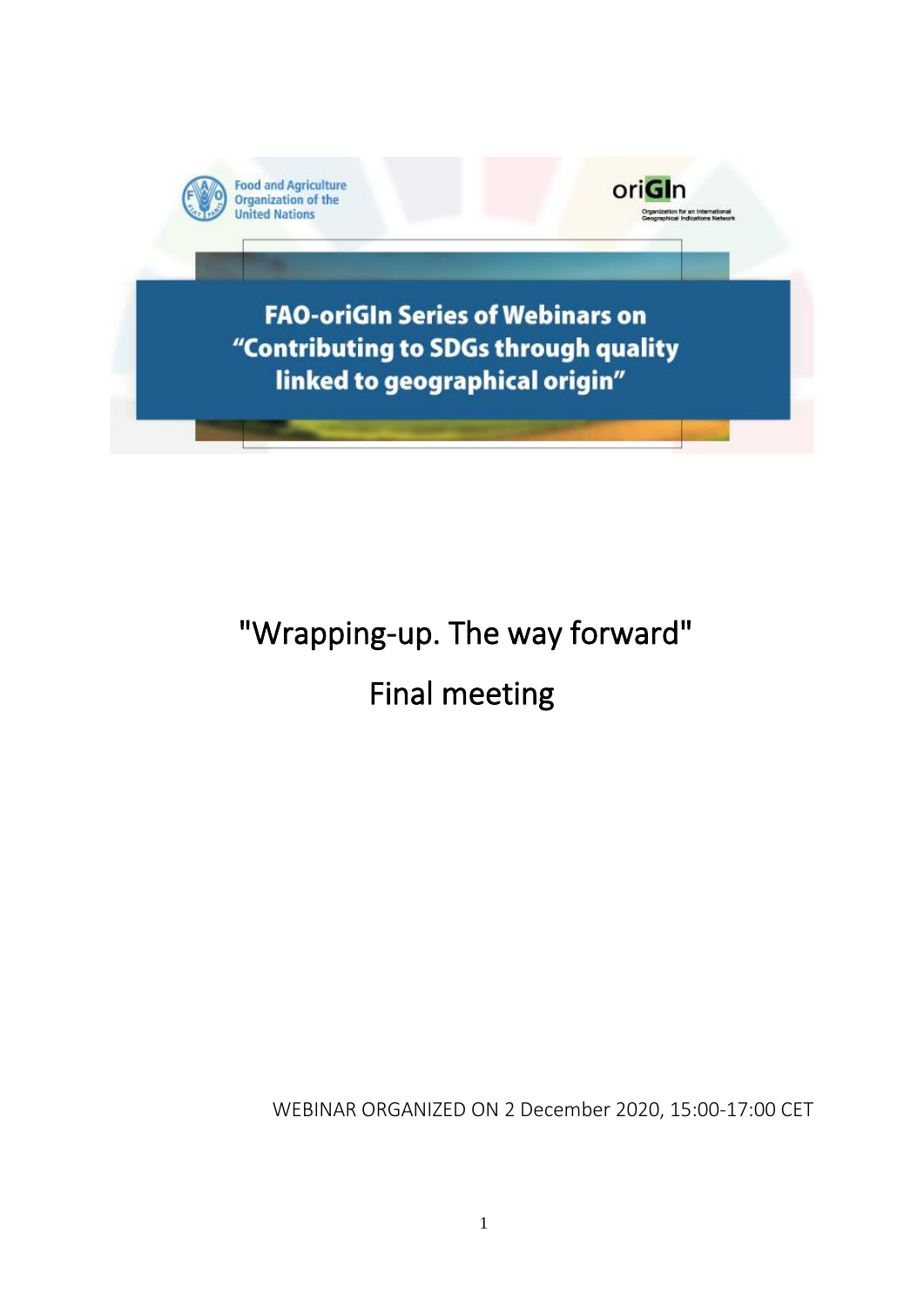Food and Agriculture Organization of the United Nations

oriGIn

Organization for an International Geographical Indications Network

**FAO-oriGIn Series of Webinars on "Contributing to SDGs through quality linked to geographical origin"**

# "Wrapping-up. The way forward"

# Final meeting

WEBINAR ORGANIZED ON 2 December 2020, 15:00-17:00 CET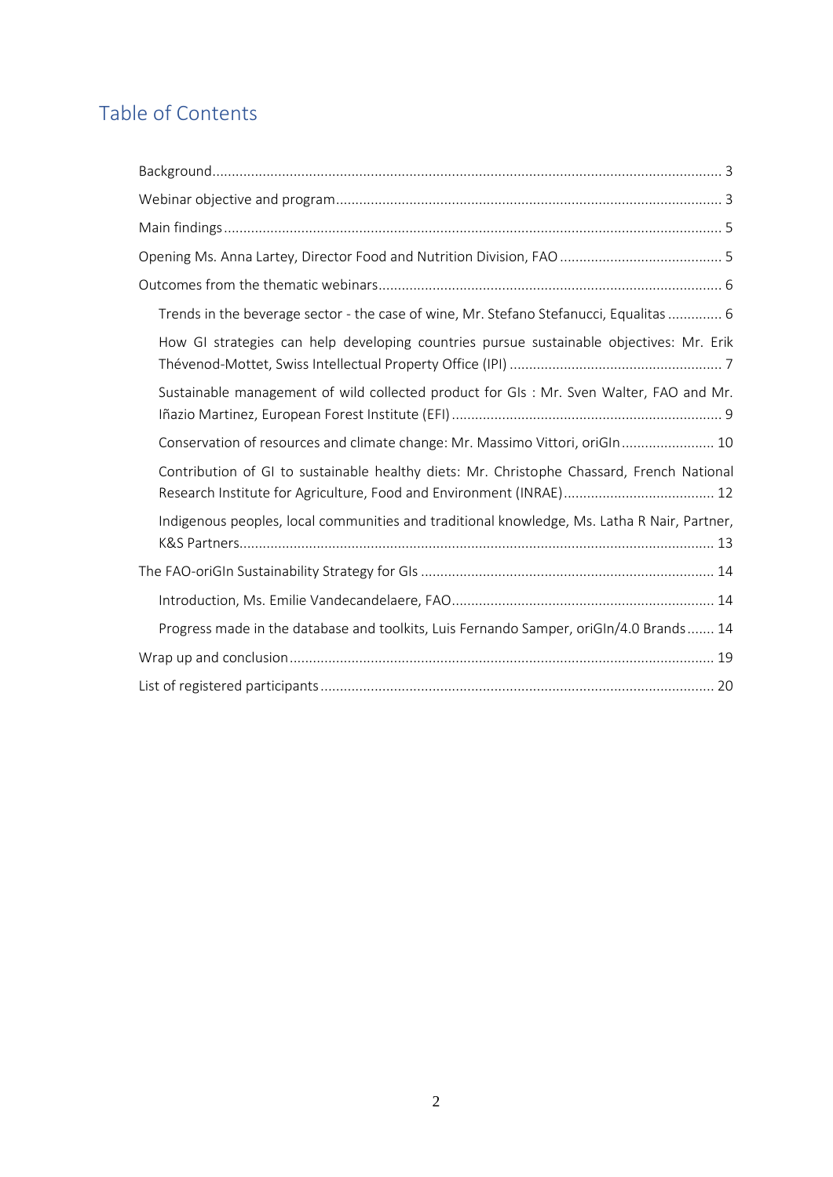## Table of Contents

- Background ............................................................ 3
- Webinar objective and program ............................................................ 3
- Main findings ............................................................ 5
- Opening Ms. Anna Lartey, Director Food and Nutrition Division, FAO ............................................................ 5
- Outcomes from the thematic webinars ............................................................ 6
  - Trends in the beverage sector - the case of wine, Mr. Stefano Stefanucci, Equalitas ............................................................ 6
  - How GI strategies can help developing countries pursue sustainable objectives: Mr. Erik Thévenod-Mottet, Swiss Intellectual Property Office (IPI) ............................................................ 7
  - Sustainable management of wild collected product for GIs : Mr. Sven Walter, FAO and Mr. Iñazio Martinez, European Forest Institute (EFI) ............................................................ 9
  - Conservation of resources and climate change: Mr. Massimo Vittori, oriGIn ............................................................ 10
  - Contribution of GI to sustainable healthy diets: Mr. Christophe Chassard, French National Research Institute for Agriculture, Food and Environment (INRAE) ............................................................ 12
  - Indigenous peoples, local communities and traditional knowledge, Ms. Latha R Nair, Partner, K&S Partners ............................................................ 13
- The FAO-oriGIn Sustainability Strategy for GIs ............................................................ 14
  - Introduction, Ms. Emilie Vandecandelaere, FAO ............................................................ 14
  - Progress made in the database and toolkits, Luis Fernando Samper, oriGIn/4.0 Brands ............................................................ 14
- Wrap up and conclusion ............................................................ 19
- List of registered participants ............................................................ 20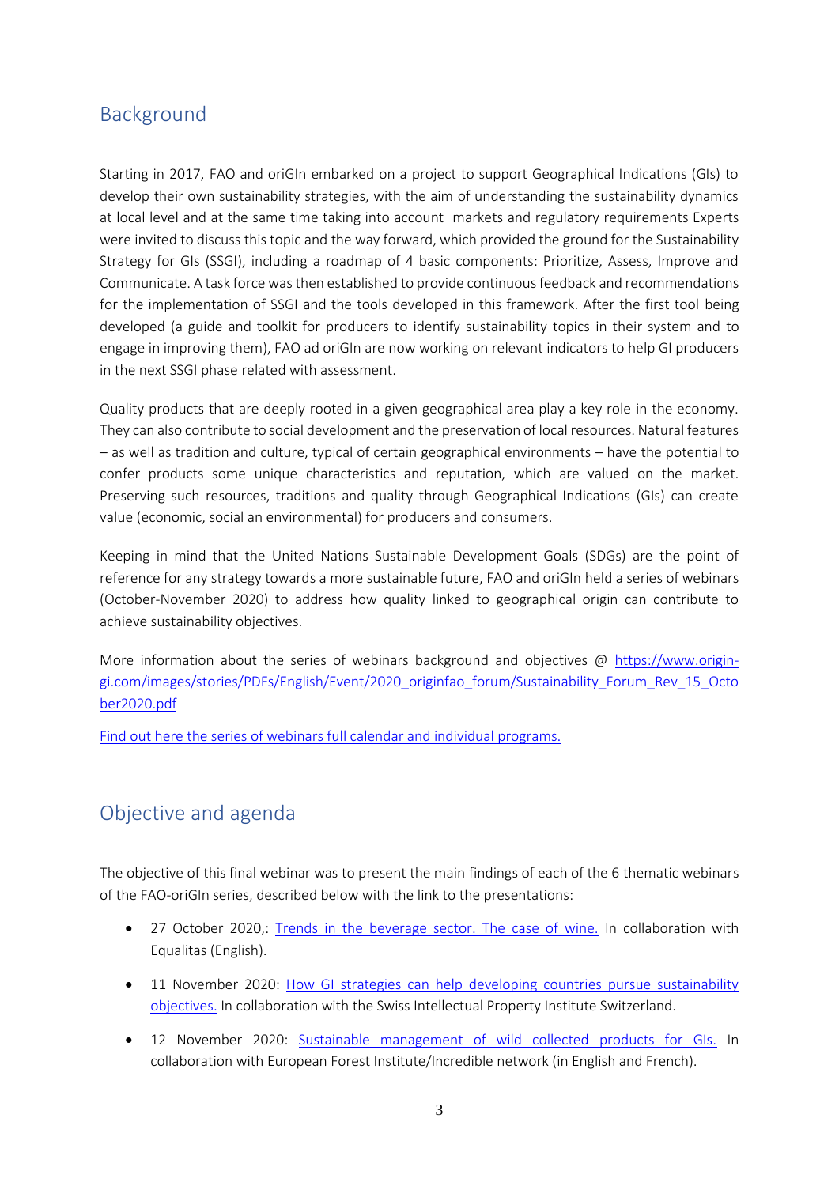## Background

Starting in 2017, FAO and oriGIn embarked on a project to support Geographical Indications (GIs) to develop their own sustainability strategies, with the aim of understanding the sustainability dynamics at local level and at the same time taking into account  markets and regulatory requirements Experts were invited to discuss this topic and the way forward, which provided the ground for the Sustainability Strategy for GIs (SSGI), including a roadmap of 4 basic components: Prioritize, Assess, Improve and Communicate. A task force was then established to provide continuous feedback and recommendations for the implementation of SSGI and the tools developed in this framework. After the first tool being developed (a guide and toolkit for producers to identify sustainability topics in their system and to engage in improving them), FAO ad oriGIn are now working on relevant indicators to help GI producers in the next SSGI phase related with assessment.

Quality products that are deeply rooted in a given geographical area play a key role in the economy. They can also contribute to social development and the preservation of local resources. Natural features – as well as tradition and culture, typical of certain geographical environments – have the potential to confer products some unique characteristics and reputation, which are valued on the market. Preserving such resources, traditions and quality through Geographical Indications (GIs) can create value (economic, social an environmental) for producers and consumers.

Keeping in mind that the United Nations Sustainable Development Goals (SDGs) are the point of reference for any strategy towards a more sustainable future, FAO and oriGIn held a series of webinars (October-November 2020) to address how quality linked to geographical origin can contribute to achieve sustainability objectives.

More information about the series of webinars background and objectives @ https://www.origin-gi.com/images/stories/PDFs/English/Event/2020_originfao_forum/Sustainability_Forum_Rev_15_October2020.pdf

Find out here the series of webinars full calendar and individual programs.

## Objective and agenda

The objective of this final webinar was to present the main findings of each of the 6 thematic webinars of the FAO-oriGIn series, described below with the link to the presentations:

- 27 October 2020,: Trends in the beverage sector. The case of wine. In collaboration with Equalitas (English).
- 11 November 2020: How GI strategies can help developing countries pursue sustainability objectives. In collaboration with the Swiss Intellectual Property Institute Switzerland.
- 12 November 2020: Sustainable management of wild collected products for GIs. In collaboration with European Forest Institute/Incredible network (in English and French).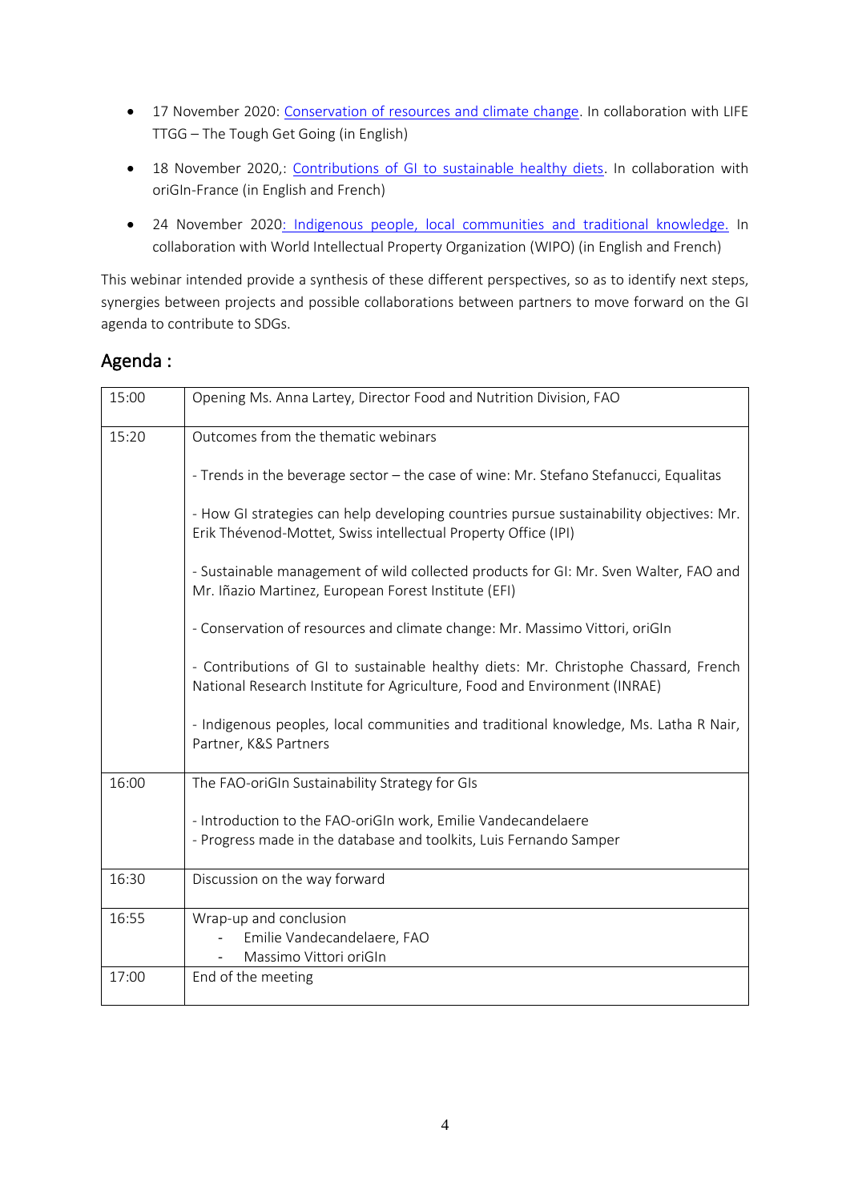- 17 November 2020: [Conservation of resources and climate change](). In collaboration with LIFE TTGG – The Tough Get Going (in English)
- 18 November 2020,: [Contributions of GI to sustainable healthy diets](). In collaboration with oriGIn-France (in English and French)
- 24 November 2020[: Indigenous people, local communities and traditional knowledge.]() In collaboration with World Intellectual Property Organization (WIPO) (in English and French)

This webinar intended provide a synthesis of these different perspectives, so as to identify next steps, synergies between projects and possible collaborations between partners to move forward on the GI agenda to contribute to SDGs.

## Agenda :

| | |
|---|---|
| 15:00 | Opening Ms. Anna Lartey, Director Food and Nutrition Division, FAO |
| 15:20 | Outcomes from the thematic webinars<br><br>- Trends in the beverage sector – the case of wine: Mr. Stefano Stefanucci, Equalitas<br><br>- How GI strategies can help developing countries pursue sustainability objectives: Mr. Erik Thévenod-Mottet, Swiss intellectual Property Office (IPI)<br><br>- Sustainable management of wild collected products for GI: Mr. Sven Walter, FAO and Mr. Iñazio Martinez, European Forest Institute (EFI)<br><br>- Conservation of resources and climate change: Mr. Massimo Vittori, oriGIn<br><br>- Contributions of GI to sustainable healthy diets: Mr. Christophe Chassard, French National Research Institute for Agriculture, Food and Environment (INRAE)<br><br>- Indigenous peoples, local communities and traditional knowledge, Ms. Latha R Nair, Partner, K&S Partners |
| 16:00 | The FAO-oriGIn Sustainability Strategy for GIs<br><br>- Introduction to the FAO-oriGIn work, Emilie Vandecandelaere<br>- Progress made in the database and toolkits, Luis Fernando Samper |
| 16:30 | Discussion on the way forward |
| 16:55 | Wrap-up and conclusion<br>- Emilie Vandecandelaere, FAO<br>- Massimo Vittori oriGIn |
| 17:00 | End of the meeting |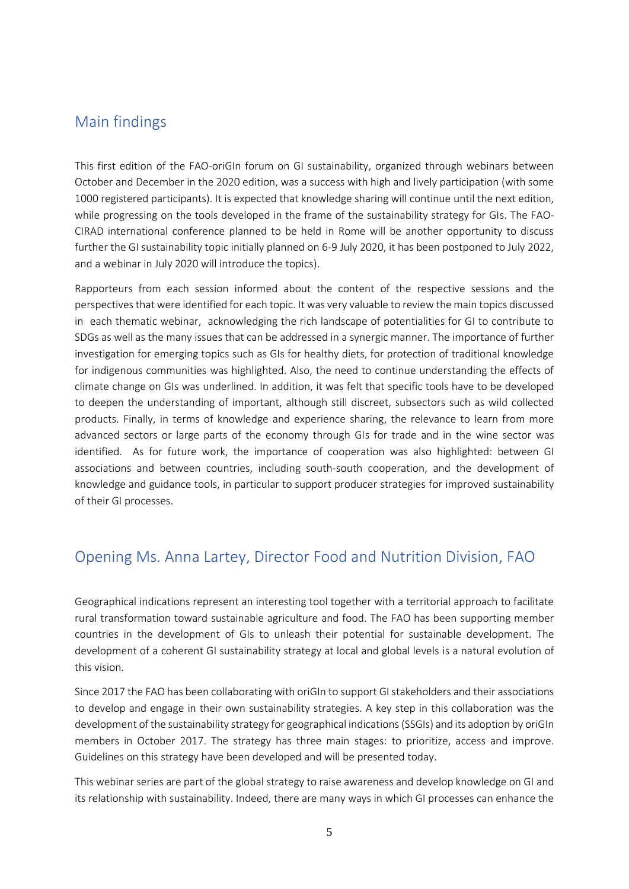## Main findings

This first edition of the FAO-oriGIn forum on GI sustainability, organized through webinars between October and December in the 2020 edition, was a success with high and lively participation (with some 1000 registered participants). It is expected that knowledge sharing will continue until the next edition, while progressing on the tools developed in the frame of the sustainability strategy for GIs. The FAO-CIRAD international conference planned to be held in Rome will be another opportunity to discuss further the GI sustainability topic initially planned on 6-9 July 2020, it has been postponed to July 2022, and a webinar in July 2020 will introduce the topics).

Rapporteurs from each session informed about the content of the respective sessions and the perspectives that were identified for each topic. It was very valuable to review the main topics discussed in each thematic webinar, acknowledging the rich landscape of potentialities for GI to contribute to SDGs as well as the many issues that can be addressed in a synergic manner. The importance of further investigation for emerging topics such as GIs for healthy diets, for protection of traditional knowledge for indigenous communities was highlighted. Also, the need to continue understanding the effects of climate change on GIs was underlined. In addition, it was felt that specific tools have to be developed to deepen the understanding of important, although still discreet, subsectors such as wild collected products. Finally, in terms of knowledge and experience sharing, the relevance to learn from more advanced sectors or large parts of the economy through GIs for trade and in the wine sector was identified. As for future work, the importance of cooperation was also highlighted: between GI associations and between countries, including south-south cooperation, and the development of knowledge and guidance tools, in particular to support producer strategies for improved sustainability of their GI processes.

## Opening Ms. Anna Lartey, Director Food and Nutrition Division, FAO

Geographical indications represent an interesting tool together with a territorial approach to facilitate rural transformation toward sustainable agriculture and food. The FAO has been supporting member countries in the development of GIs to unleash their potential for sustainable development. The development of a coherent GI sustainability strategy at local and global levels is a natural evolution of this vision.

Since 2017 the FAO has been collaborating with oriGIn to support GI stakeholders and their associations to develop and engage in their own sustainability strategies. A key step in this collaboration was the development of the sustainability strategy for geographical indications (SSGIs) and its adoption by oriGIn members in October 2017. The strategy has three main stages: to prioritize, access and improve. Guidelines on this strategy have been developed and will be presented today.

This webinar series are part of the global strategy to raise awareness and develop knowledge on GI and its relationship with sustainability. Indeed, there are many ways in which GI processes can enhance the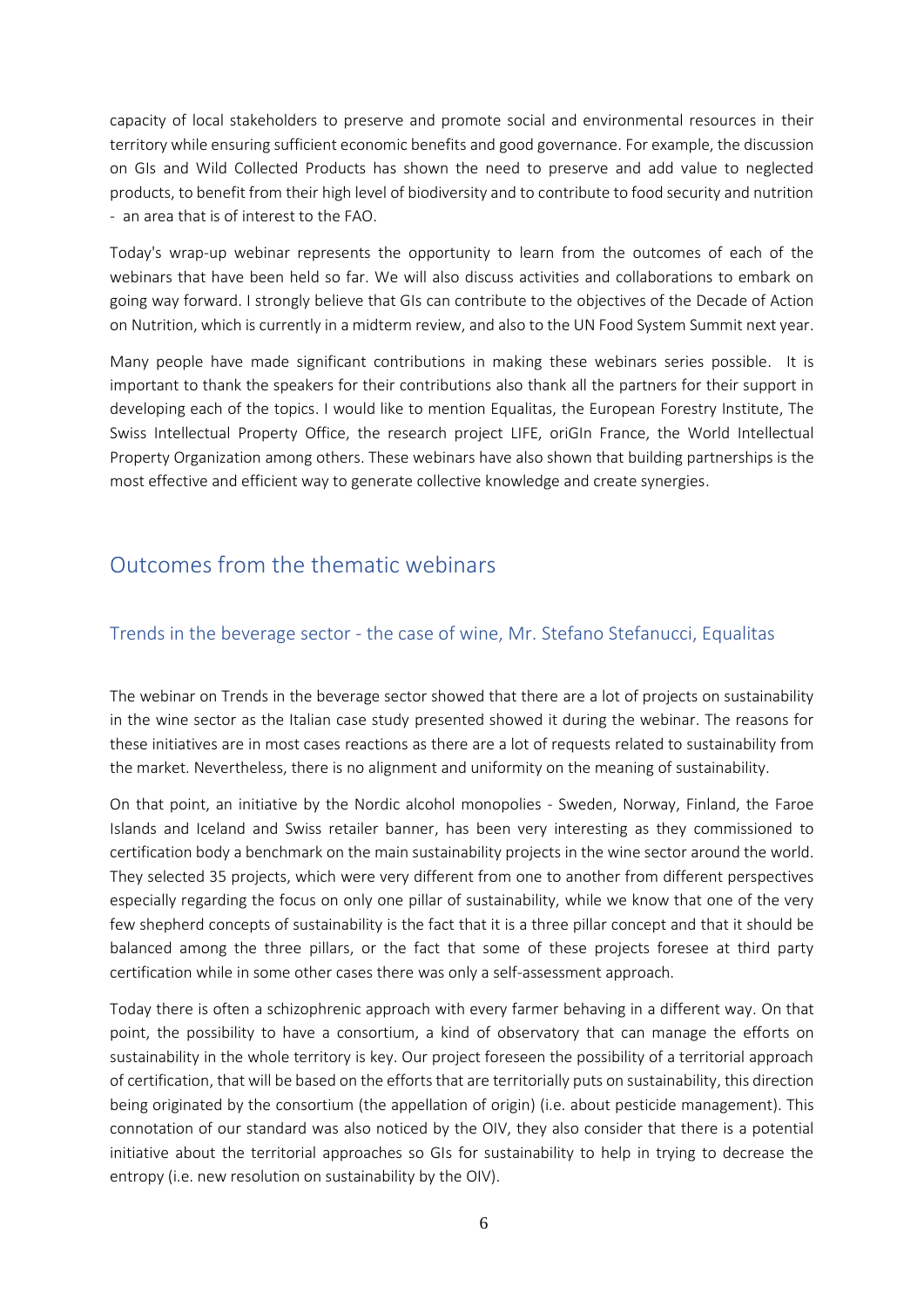capacity of local stakeholders to preserve and promote social and environmental resources in their territory while ensuring sufficient economic benefits and good governance. For example, the discussion on GIs and Wild Collected Products has shown the need to preserve and add value to neglected products, to benefit from their high level of biodiversity and to contribute to food security and nutrition - an area that is of interest to the FAO.

Today's wrap-up webinar represents the opportunity to learn from the outcomes of each of the webinars that have been held so far. We will also discuss activities and collaborations to embark on going way forward. I strongly believe that GIs can contribute to the objectives of the Decade of Action on Nutrition, which is currently in a midterm review, and also to the UN Food System Summit next year.

Many people have made significant contributions in making these webinars series possible. It is important to thank the speakers for their contributions also thank all the partners for their support in developing each of the topics. I would like to mention Equalitas, the European Forestry Institute, The Swiss Intellectual Property Office, the research project LIFE, oriGIn France, the World Intellectual Property Organization among others. These webinars have also shown that building partnerships is the most effective and efficient way to generate collective knowledge and create synergies.

## Outcomes from the thematic webinars

### Trends in the beverage sector - the case of wine, Mr. Stefano Stefanucci, Equalitas

The webinar on Trends in the beverage sector showed that there are a lot of projects on sustainability in the wine sector as the Italian case study presented showed it during the webinar. The reasons for these initiatives are in most cases reactions as there are a lot of requests related to sustainability from the market. Nevertheless, there is no alignment and uniformity on the meaning of sustainability.

On that point, an initiative by the Nordic alcohol monopolies - Sweden, Norway, Finland, the Faroe Islands and Iceland and Swiss retailer banner, has been very interesting as they commissioned to certification body a benchmark on the main sustainability projects in the wine sector around the world. They selected 35 projects, which were very different from one to another from different perspectives especially regarding the focus on only one pillar of sustainability, while we know that one of the very few shepherd concepts of sustainability is the fact that it is a three pillar concept and that it should be balanced among the three pillars, or the fact that some of these projects foresee at third party certification while in some other cases there was only a self-assessment approach.

Today there is often a schizophrenic approach with every farmer behaving in a different way. On that point, the possibility to have a consortium, a kind of observatory that can manage the efforts on sustainability in the whole territory is key. Our project foreseen the possibility of a territorial approach of certification, that will be based on the efforts that are territorially puts on sustainability, this direction being originated by the consortium (the appellation of origin) (i.e. about pesticide management). This connotation of our standard was also noticed by the OIV, they also consider that there is a potential initiative about the territorial approaches so GIs for sustainability to help in trying to decrease the entropy (i.e. new resolution on sustainability by the OIV).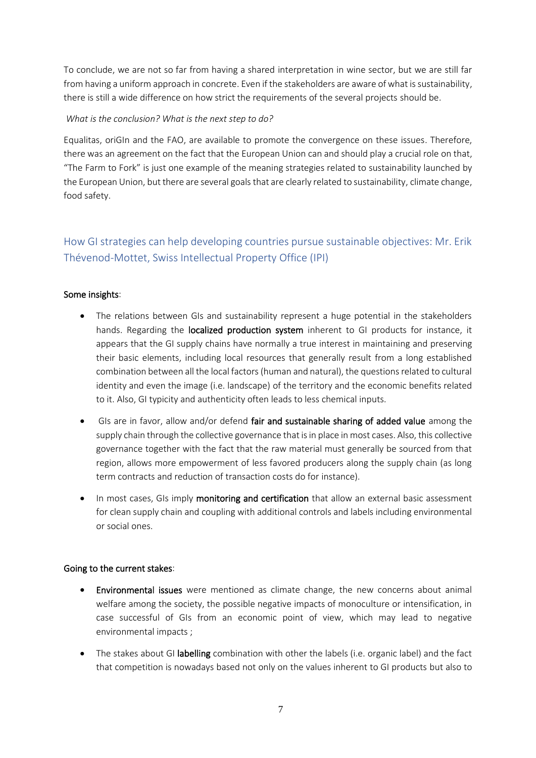To conclude, we are not so far from having a shared interpretation in wine sector, but we are still far from having a uniform approach in concrete. Even if the stakeholders are aware of what is sustainability, there is still a wide difference on how strict the requirements of the several projects should be.

*What is the conclusion? What is the next step to do?*

Equalitas, oriGIn and the FAO, are available to promote the convergence on these issues. Therefore, there was an agreement on the fact that the European Union can and should play a crucial role on that, "The Farm to Fork" is just one example of the meaning strategies related to sustainability launched by the European Union, but there are several goals that are clearly related to sustainability, climate change, food safety.

## How GI strategies can help developing countries pursue sustainable objectives: Mr. Erik Thévenod-Mottet, Swiss Intellectual Property Office (IPI)

**Some insights**:

- The relations between GIs and sustainability represent a huge potential in the stakeholders hands. Regarding the **localized production system** inherent to GI products for instance, it appears that the GI supply chains have normally a true interest in maintaining and preserving their basic elements, including local resources that generally result from a long established combination between all the local factors (human and natural), the questions related to cultural identity and even the image (i.e. landscape) of the territory and the economic benefits related to it. Also, GI typicity and authenticity often leads to less chemical inputs.
- GIs are in favor, allow and/or defend **fair and sustainable sharing of added value** among the supply chain through the collective governance that is in place in most cases. Also, this collective governance together with the fact that the raw material must generally be sourced from that region, allows more empowerment of less favored producers along the supply chain (as long term contracts and reduction of transaction costs do for instance).
- In most cases, GIs imply **monitoring and certification** that allow an external basic assessment for clean supply chain and coupling with additional controls and labels including environmental or social ones.

**Going to the current stakes**:

- **Environmental issues** were mentioned as climate change, the new concerns about animal welfare among the society, the possible negative impacts of monoculture or intensification, in case successful of GIs from an economic point of view, which may lead to negative environmental impacts ;
- The stakes about GI **labelling** combination with other the labels (i.e. organic label) and the fact that competition is nowadays based not only on the values inherent to GI products but also to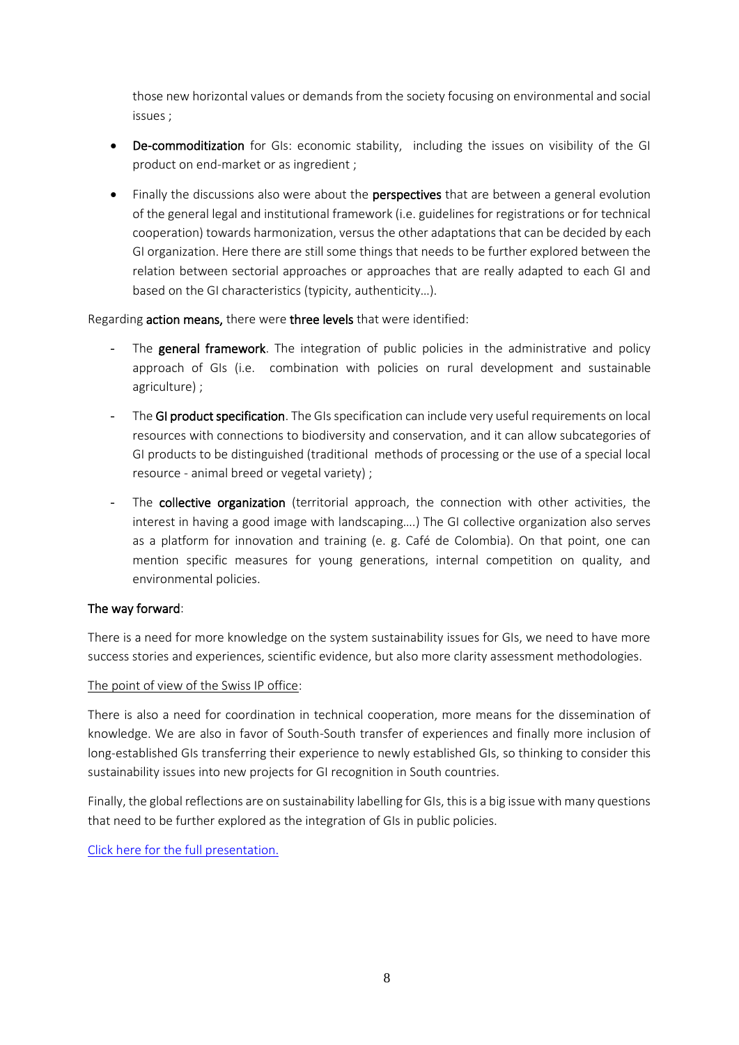those new horizontal values or demands from the society focusing on environmental and social issues ;

- **De-commoditization** for GIs: economic stability, including the issues on visibility of the GI product on end-market or as ingredient ;
- Finally the discussions also were about the **perspectives** that are between a general evolution of the general legal and institutional framework (i.e. guidelines for registrations or for technical cooperation) towards harmonization, versus the other adaptations that can be decided by each GI organization. Here there are still some things that needs to be further explored between the relation between sectorial approaches or approaches that are really adapted to each GI and based on the GI characteristics (typicity, authenticity…).

Regarding **action means,** there were **three levels** that were identified:

- The **general framework**. The integration of public policies in the administrative and policy approach of GIs (i.e. combination with policies on rural development and sustainable agriculture) ;
- The **GI product specification**. The GIs specification can include very useful requirements on local resources with connections to biodiversity and conservation, and it can allow subcategories of GI products to be distinguished (traditional methods of processing or the use of a special local resource - animal breed or vegetal variety) ;
- The **collective organization** (territorial approach, the connection with other activities, the interest in having a good image with landscaping….) The GI collective organization also serves as a platform for innovation and training (e. g. Café de Colombia). On that point, one can mention specific measures for young generations, internal competition on quality, and environmental policies.

**The way forward**:

There is a need for more knowledge on the system sustainability issues for GIs, we need to have more success stories and experiences, scientific evidence, but also more clarity assessment methodologies.

The point of view of the Swiss IP office:

There is also a need for coordination in technical cooperation, more means for the dissemination of knowledge. We are also in favor of South-South transfer of experiences and finally more inclusion of long-established GIs transferring their experience to newly established GIs, so thinking to consider this sustainability issues into new projects for GI recognition in South countries.

Finally, the global reflections are on sustainability labelling for GIs, this is a big issue with many questions that need to be further explored as the integration of GIs in public policies.

Click here for the full presentation.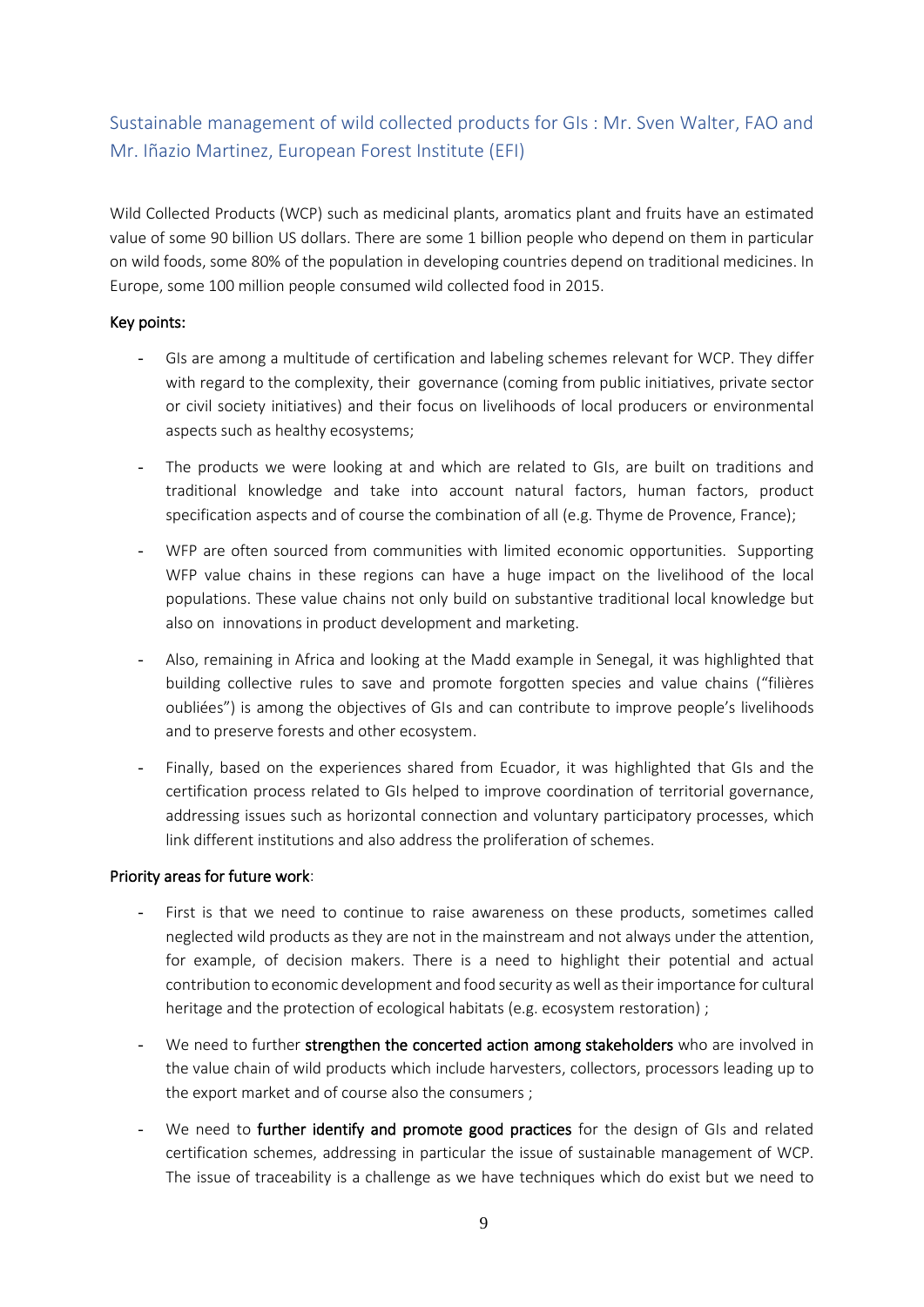## Sustainable management of wild collected products for GIs : Mr. Sven Walter, FAO and Mr. Iñazio Martinez, European Forest Institute (EFI)

Wild Collected Products (WCP) such as medicinal plants, aromatics plant and fruits have an estimated value of some 90 billion US dollars. There are some 1 billion people who depend on them in particular on wild foods, some 80% of the population in developing countries depend on traditional medicines. In Europe, some 100 million people consumed wild collected food in 2015.

Key points:

- GIs are among a multitude of certification and labeling schemes relevant for WCP. They differ with regard to the complexity, their governance (coming from public initiatives, private sector or civil society initiatives) and their focus on livelihoods of local producers or environmental aspects such as healthy ecosystems;
- The products we were looking at and which are related to GIs, are built on traditions and traditional knowledge and take into account natural factors, human factors, product specification aspects and of course the combination of all (e.g. Thyme de Provence, France);
- WFP are often sourced from communities with limited economic opportunities. Supporting WFP value chains in these regions can have a huge impact on the livelihood of the local populations. These value chains not only build on substantive traditional local knowledge but also on innovations in product development and marketing.
- Also, remaining in Africa and looking at the Madd example in Senegal, it was highlighted that building collective rules to save and promote forgotten species and value chains ("filières oubliées") is among the objectives of GIs and can contribute to improve people's livelihoods and to preserve forests and other ecosystem.
- Finally, based on the experiences shared from Ecuador, it was highlighted that GIs and the certification process related to GIs helped to improve coordination of territorial governance, addressing issues such as horizontal connection and voluntary participatory processes, which link different institutions and also address the proliferation of schemes.

Priority areas for future work:

- First is that we need to continue to raise awareness on these products, sometimes called neglected wild products as they are not in the mainstream and not always under the attention, for example, of decision makers. There is a need to highlight their potential and actual contribution to economic development and food security as well as their importance for cultural heritage and the protection of ecological habitats (e.g. ecosystem restoration) ;
- We need to further **strengthen the concerted action among stakeholders** who are involved in the value chain of wild products which include harvesters, collectors, processors leading up to the export market and of course also the consumers ;
- We need to **further identify and promote good practices** for the design of GIs and related certification schemes, addressing in particular the issue of sustainable management of WCP. The issue of traceability is a challenge as we have techniques which do exist but we need to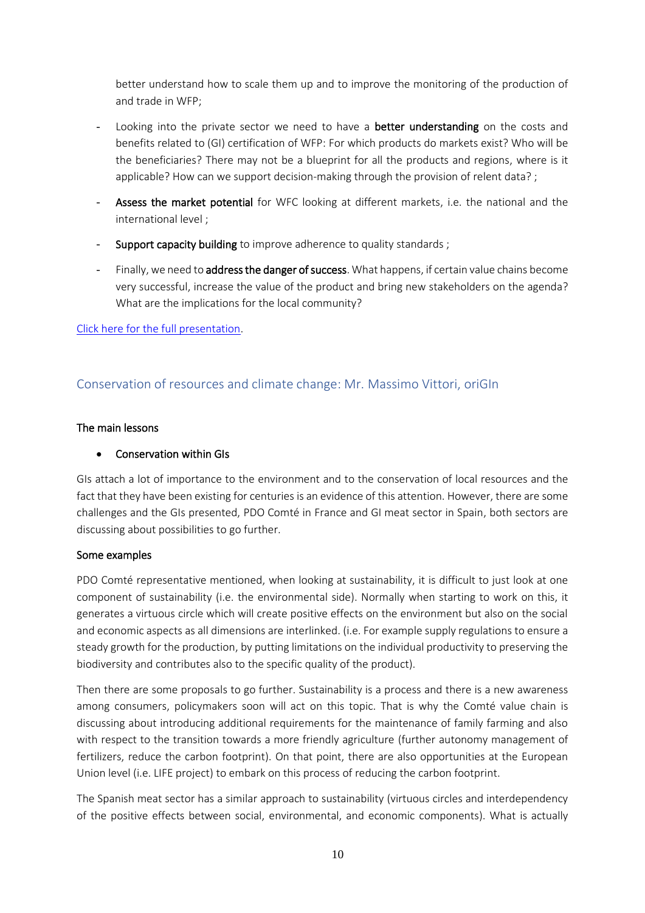better understand how to scale them up and to improve the monitoring of the production of and trade in WFP;

- Looking into the private sector we need to have a **better understanding** on the costs and benefits related to (GI) certification of WFP: For which products do markets exist? Who will be the beneficiaries? There may not be a blueprint for all the products and regions, where is it applicable? How can we support decision-making through the provision of relent data? ;
- **Assess the market potential** for WFC looking at different markets, i.e. the national and the international level ;
- **Support capacity building** to improve adherence to quality standards ;
- Finally, we need to **address the danger of success**. What happens, if certain value chains become very successful, increase the value of the product and bring new stakeholders on the agenda? What are the implications for the local community?

Click here for the full presentation.

## Conservation of resources and climate change: Mr. Massimo Vittori, oriGIn

### The main lessons

- Conservation within GIs

GIs attach a lot of importance to the environment and to the conservation of local resources and the fact that they have been existing for centuries is an evidence of this attention. However, there are some challenges and the GIs presented, PDO Comté in France and GI meat sector in Spain, both sectors are discussing about possibilities to go further.

### Some examples

PDO Comté representative mentioned, when looking at sustainability, it is difficult to just look at one component of sustainability (i.e. the environmental side). Normally when starting to work on this, it generates a virtuous circle which will create positive effects on the environment but also on the social and economic aspects as all dimensions are interlinked. (i.e. For example supply regulations to ensure a steady growth for the production, by putting limitations on the individual productivity to preserving the biodiversity and contributes also to the specific quality of the product).

Then there are some proposals to go further. Sustainability is a process and there is a new awareness among consumers, policymakers soon will act on this topic. That is why the Comté value chain is discussing about introducing additional requirements for the maintenance of family farming and also with respect to the transition towards a more friendly agriculture (further autonomy management of fertilizers, reduce the carbon footprint). On that point, there are also opportunities at the European Union level (i.e. LIFE project) to embark on this process of reducing the carbon footprint.

The Spanish meat sector has a similar approach to sustainability (virtuous circles and interdependency of the positive effects between social, environmental, and economic components). What is actually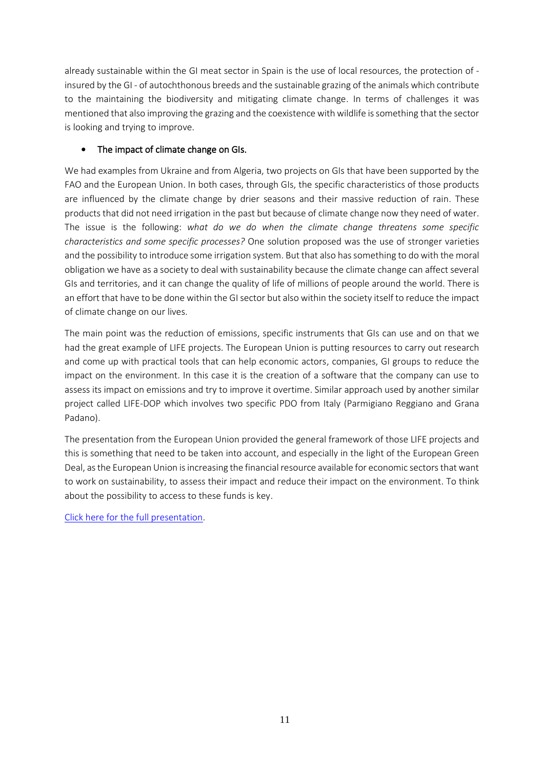already sustainable within the GI meat sector in Spain is the use of local resources, the protection of - insured by the GI - of autochthonous breeds and the sustainable grazing of the animals which contribute to the maintaining the biodiversity and mitigating climate change. In terms of challenges it was mentioned that also improving the grazing and the coexistence with wildlife is something that the sector is looking and trying to improve.

- The impact of climate change on GIs.

We had examples from Ukraine and from Algeria, two projects on GIs that have been supported by the FAO and the European Union. In both cases, through GIs, the specific characteristics of those products are influenced by the climate change by drier seasons and their massive reduction of rain. These products that did not need irrigation in the past but because of climate change now they need of water. The issue is the following: *what do we do when the climate change threatens some specific characteristics and some specific processes?* One solution proposed was the use of stronger varieties and the possibility to introduce some irrigation system. But that also has something to do with the moral obligation we have as a society to deal with sustainability because the climate change can affect several GIs and territories, and it can change the quality of life of millions of people around the world. There is an effort that have to be done within the GI sector but also within the society itself to reduce the impact of climate change on our lives.

The main point was the reduction of emissions, specific instruments that GIs can use and on that we had the great example of LIFE projects. The European Union is putting resources to carry out research and come up with practical tools that can help economic actors, companies, GI groups to reduce the impact on the environment. In this case it is the creation of a software that the company can use to assess its impact on emissions and try to improve it overtime. Similar approach used by another similar project called LIFE-DOP which involves two specific PDO from Italy (Parmigiano Reggiano and Grana Padano).

The presentation from the European Union provided the general framework of those LIFE projects and this is something that need to be taken into account, and especially in the light of the European Green Deal, as the European Union is increasing the financial resource available for economic sectors that want to work on sustainability, to assess their impact and reduce their impact on the environment. To think about the possibility to access to these funds is key.

Click here for the full presentation.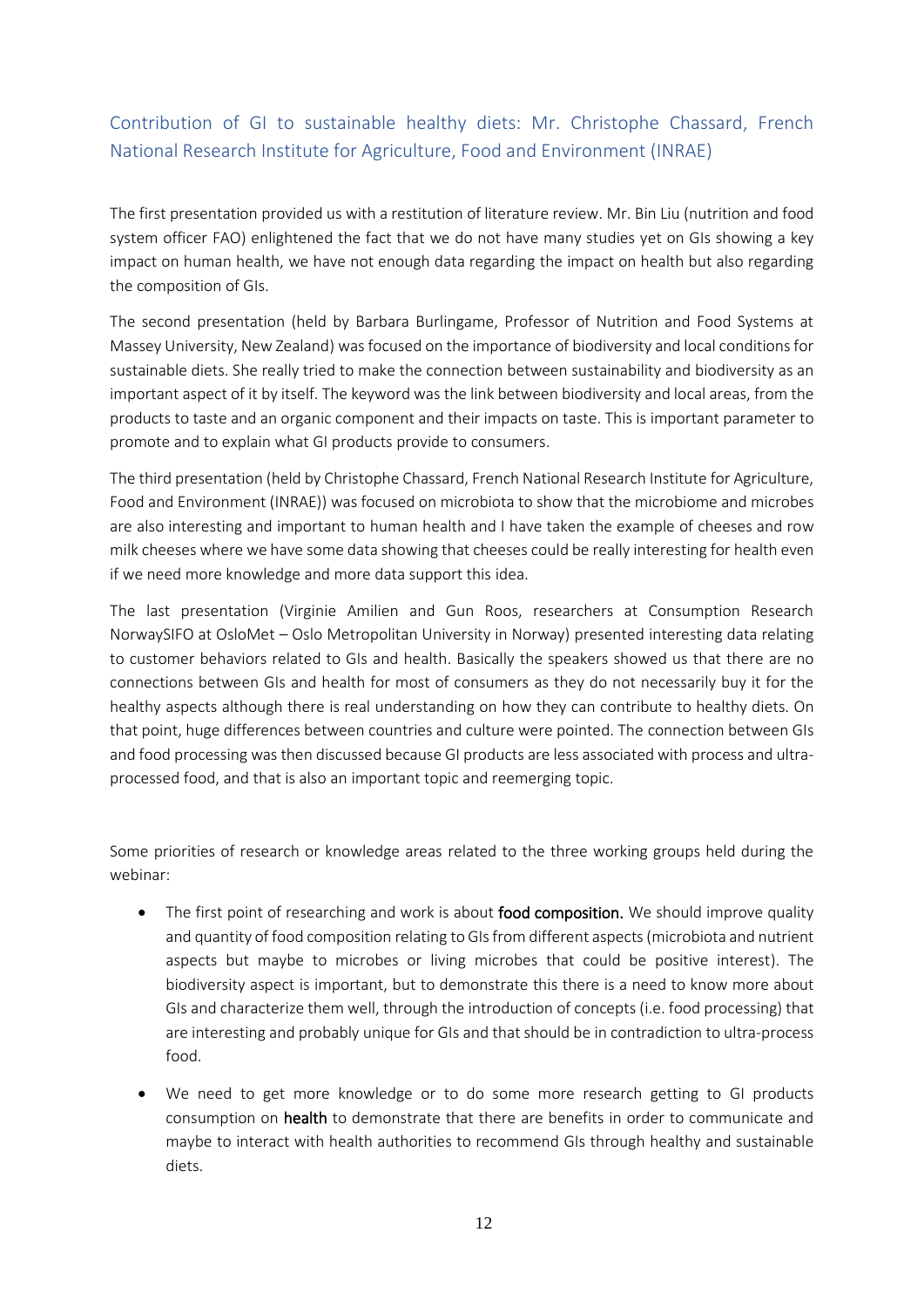## Contribution of GI to sustainable healthy diets: Mr. Christophe Chassard, French National Research Institute for Agriculture, Food and Environment (INRAE)

The first presentation provided us with a restitution of literature review. Mr. Bin Liu (nutrition and food system officer FAO) enlightened the fact that we do not have many studies yet on GIs showing a key impact on human health, we have not enough data regarding the impact on health but also regarding the composition of GIs.

The second presentation (held by Barbara Burlingame, Professor of Nutrition and Food Systems at Massey University, New Zealand) was focused on the importance of biodiversity and local conditions for sustainable diets. She really tried to make the connection between sustainability and biodiversity as an important aspect of it by itself. The keyword was the link between biodiversity and local areas, from the products to taste and an organic component and their impacts on taste. This is important parameter to promote and to explain what GI products provide to consumers.

The third presentation (held by Christophe Chassard, French National Research Institute for Agriculture, Food and Environment (INRAE)) was focused on microbiota to show that the microbiome and microbes are also interesting and important to human health and I have taken the example of cheeses and row milk cheeses where we have some data showing that cheeses could be really interesting for health even if we need more knowledge and more data support this idea.

The last presentation (Virginie Amilien and Gun Roos, researchers at Consumption Research NorwaySIFO at OsloMet – Oslo Metropolitan University in Norway) presented interesting data relating to customer behaviors related to GIs and health. Basically the speakers showed us that there are no connections between GIs and health for most of consumers as they do not necessarily buy it for the healthy aspects although there is real understanding on how they can contribute to healthy diets. On that point, huge differences between countries and culture were pointed. The connection between GIs and food processing was then discussed because GI products are less associated with process and ultra-processed food, and that is also an important topic and reemerging topic.

Some priorities of research or knowledge areas related to the three working groups held during the webinar:

- The first point of researching and work is about **food composition.** We should improve quality and quantity of food composition relating to GIs from different aspects (microbiota and nutrient aspects but maybe to microbes or living microbes that could be positive interest). The biodiversity aspect is important, but to demonstrate this there is a need to know more about GIs and characterize them well, through the introduction of concepts (i.e. food processing) that are interesting and probably unique for GIs and that should be in contradiction to ultra-process food.
- We need to get more knowledge or to do some more research getting to GI products consumption on **health** to demonstrate that there are benefits in order to communicate and maybe to interact with health authorities to recommend GIs through healthy and sustainable diets.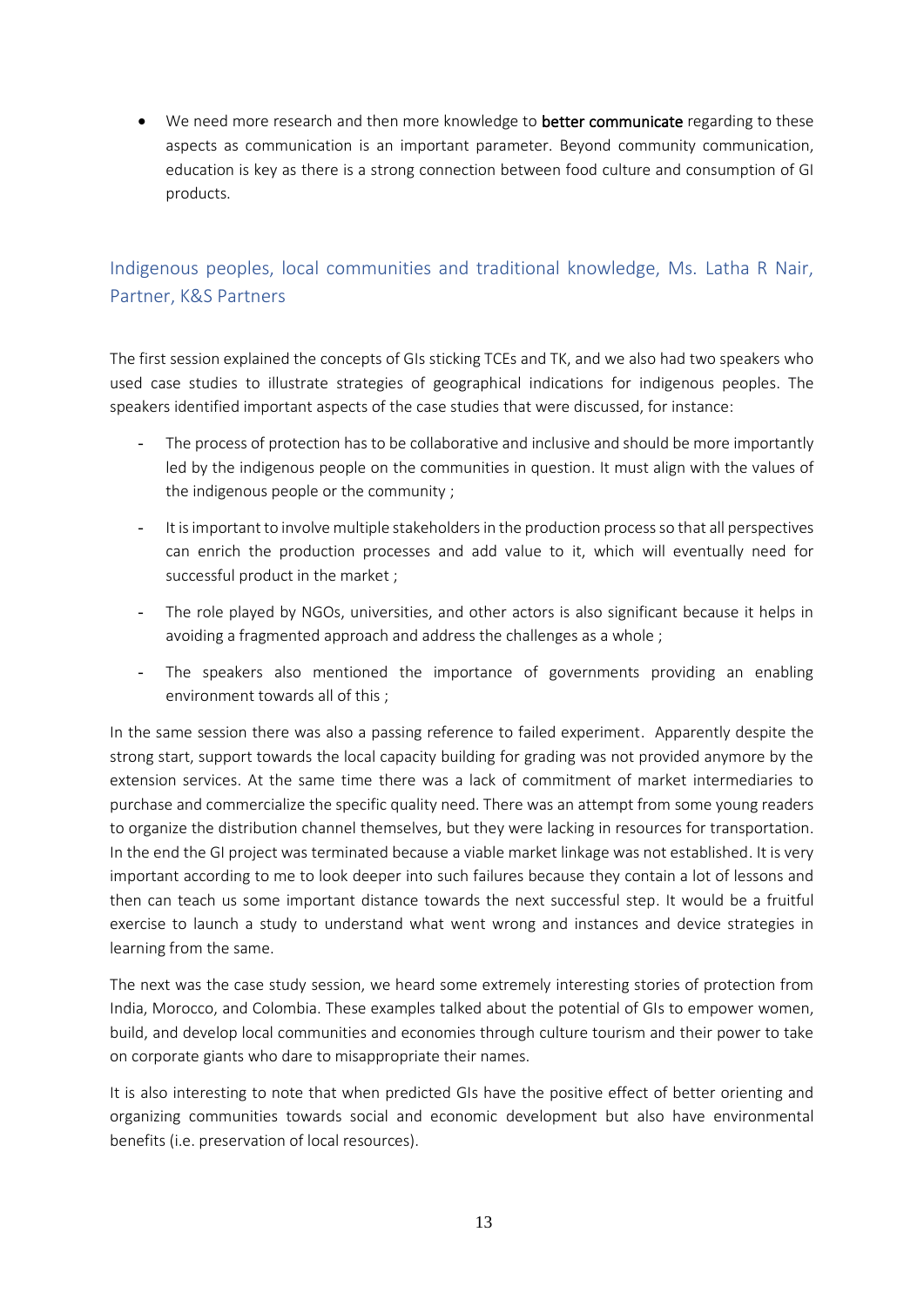- We need more research and then more knowledge to **better communicate** regarding to these aspects as communication is an important parameter. Beyond community communication, education is key as there is a strong connection between food culture and consumption of GI products.

## Indigenous peoples, local communities and traditional knowledge, Ms. Latha R Nair, Partner, K&S Partners

The first session explained the concepts of GIs sticking TCEs and TK, and we also had two speakers who used case studies to illustrate strategies of geographical indications for indigenous peoples. The speakers identified important aspects of the case studies that were discussed, for instance:

- The process of protection has to be collaborative and inclusive and should be more importantly led by the indigenous people on the communities in question. It must align with the values of the indigenous people or the community ;
- It is important to involve multiple stakeholders in the production process so that all perspectives can enrich the production processes and add value to it, which will eventually need for successful product in the market ;
- The role played by NGOs, universities, and other actors is also significant because it helps in avoiding a fragmented approach and address the challenges as a whole ;
- The speakers also mentioned the importance of governments providing an enabling environment towards all of this ;

In the same session there was also a passing reference to failed experiment. Apparently despite the strong start, support towards the local capacity building for grading was not provided anymore by the extension services. At the same time there was a lack of commitment of market intermediaries to purchase and commercialize the specific quality need. There was an attempt from some young readers to organize the distribution channel themselves, but they were lacking in resources for transportation. In the end the GI project was terminated because a viable market linkage was not established. It is very important according to me to look deeper into such failures because they contain a lot of lessons and then can teach us some important distance towards the next successful step. It would be a fruitful exercise to launch a study to understand what went wrong and instances and device strategies in learning from the same.

The next was the case study session, we heard some extremely interesting stories of protection from India, Morocco, and Colombia. These examples talked about the potential of GIs to empower women, build, and develop local communities and economies through culture tourism and their power to take on corporate giants who dare to misappropriate their names.

It is also interesting to note that when predicted GIs have the positive effect of better orienting and organizing communities towards social and economic development but also have environmental benefits (i.e. preservation of local resources).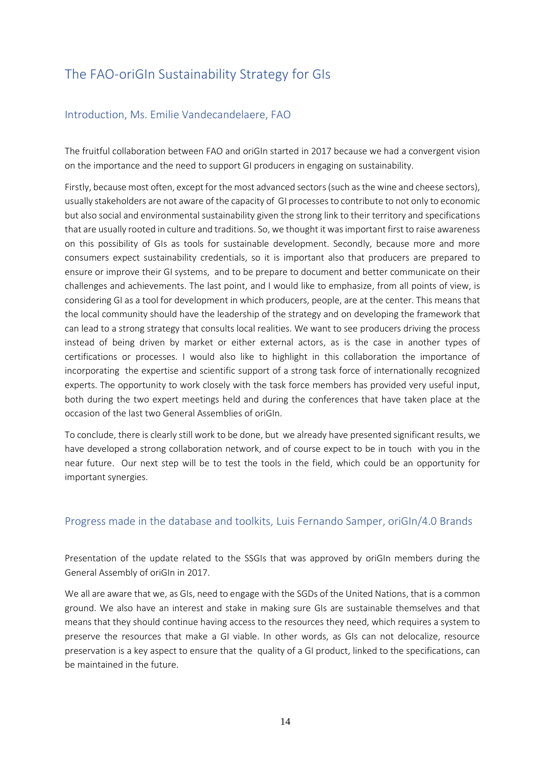## The FAO-oriGIn Sustainability Strategy for GIs

### Introduction, Ms. Emilie Vandecandelaere, FAO

The fruitful collaboration between FAO and oriGIn started in 2017 because we had a convergent vision on the importance and the need to support GI producers in engaging on sustainability.

Firstly, because most often, except for the most advanced sectors (such as the wine and cheese sectors), usually stakeholders are not aware of the capacity of GI processes to contribute to not only to economic but also social and environmental sustainability given the strong link to their territory and specifications that are usually rooted in culture and traditions. So, we thought it was important first to raise awareness on this possibility of GIs as tools for sustainable development. Secondly, because more and more consumers expect sustainability credentials, so it is important also that producers are prepared to ensure or improve their GI systems, and to be prepare to document and better communicate on their challenges and achievements. The last point, and I would like to emphasize, from all points of view, is considering GI as a tool for development in which producers, people, are at the center. This means that the local community should have the leadership of the strategy and on developing the framework that can lead to a strong strategy that consults local realities. We want to see producers driving the process instead of being driven by market or either external actors, as is the case in another types of certifications or processes. I would also like to highlight in this collaboration the importance of incorporating the expertise and scientific support of a strong task force of internationally recognized experts. The opportunity to work closely with the task force members has provided very useful input, both during the two expert meetings held and during the conferences that have taken place at the occasion of the last two General Assemblies of oriGIn.

To conclude, there is clearly still work to be done, but we already have presented significant results, we have developed a strong collaboration network, and of course expect to be in touch with you in the near future. Our next step will be to test the tools in the field, which could be an opportunity for important synergies.

### Progress made in the database and toolkits, Luis Fernando Samper, oriGIn/4.0 Brands

Presentation of the update related to the SSGIs that was approved by oriGIn members during the General Assembly of oriGIn in 2017.

We all are aware that we, as GIs, need to engage with the SGDs of the United Nations, that is a common ground. We also have an interest and stake in making sure GIs are sustainable themselves and that means that they should continue having access to the resources they need, which requires a system to preserve the resources that make a GI viable. In other words, as GIs can not delocalize, resource preservation is a key aspect to ensure that the quality of a GI product, linked to the specifications, can be maintained in the future.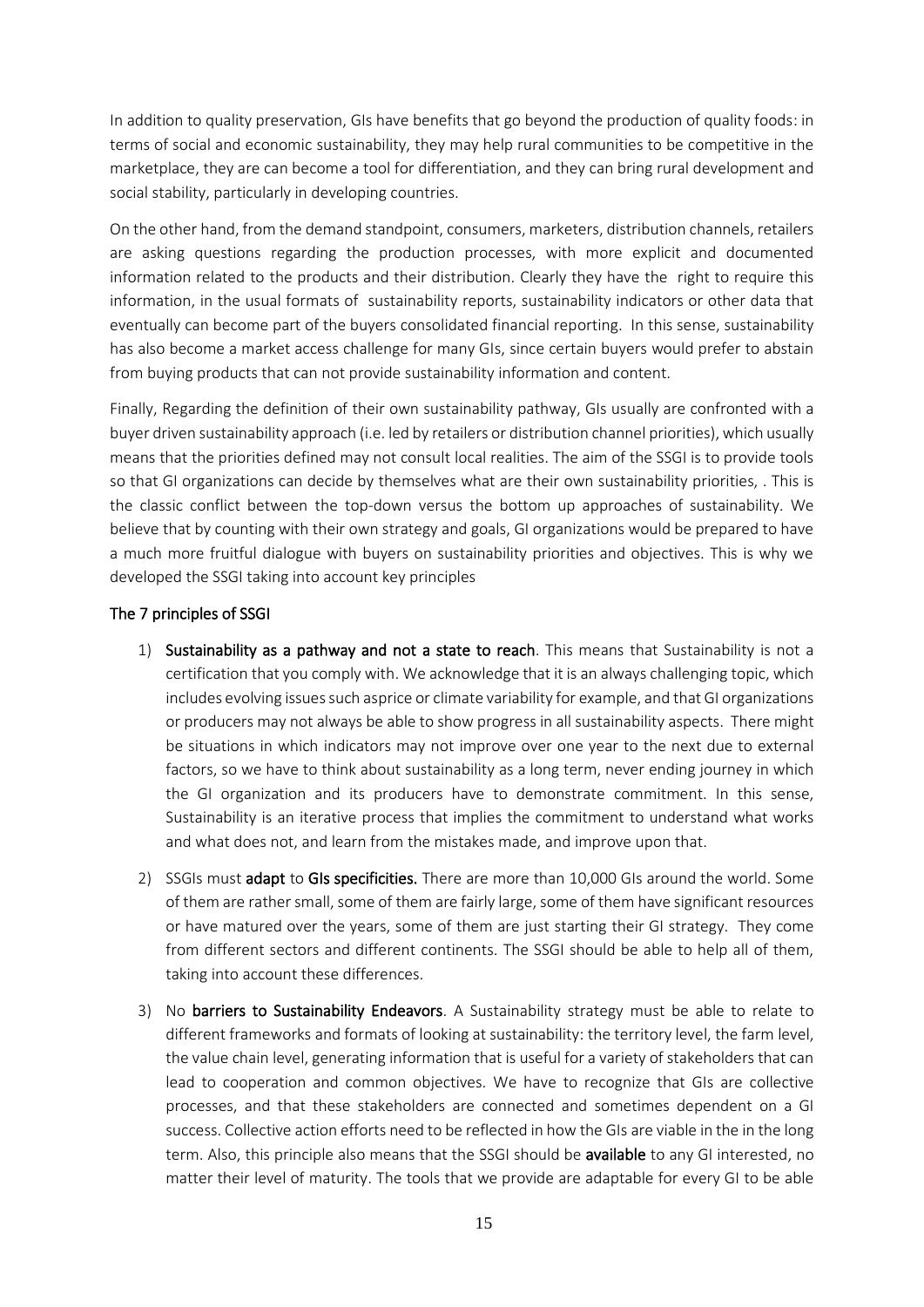In addition to quality preservation, GIs have benefits that go beyond the production of quality foods: in terms of social and economic sustainability, they may help rural communities to be competitive in the marketplace, they are can become a tool for differentiation, and they can bring rural development and social stability, particularly in developing countries.

On the other hand, from the demand standpoint, consumers, marketers, distribution channels, retailers are asking questions regarding the production processes, with more explicit and documented information related to the products and their distribution. Clearly they have the right to require this information, in the usual formats of sustainability reports, sustainability indicators or other data that eventually can become part of the buyers consolidated financial reporting. In this sense, sustainability has also become a market access challenge for many GIs, since certain buyers would prefer to abstain from buying products that can not provide sustainability information and content.

Finally, Regarding the definition of their own sustainability pathway, GIs usually are confronted with a buyer driven sustainability approach (i.e. led by retailers or distribution channel priorities), which usually means that the priorities defined may not consult local realities. The aim of the SSGI is to provide tools so that GI organizations can decide by themselves what are their own sustainability priorities, . This is the classic conflict between the top-down versus the bottom up approaches of sustainability. We believe that by counting with their own strategy and goals, GI organizations would be prepared to have a much more fruitful dialogue with buyers on sustainability priorities and objectives. This is why we developed the SSGI taking into account key principles

## The 7 principles of SSGI

1) **Sustainability as a pathway and not a state to reach**. This means that Sustainability is not a certification that you comply with. We acknowledge that it is an always challenging topic, which includes evolving issues such asprice or climate variability for example, and that GI organizations or producers may not always be able to show progress in all sustainability aspects. There might be situations in which indicators may not improve over one year to the next due to external factors, so we have to think about sustainability as a long term, never ending journey in which the GI organization and its producers have to demonstrate commitment. In this sense, Sustainability is an iterative process that implies the commitment to understand what works and what does not, and learn from the mistakes made, and improve upon that.

2) SSGIs must **adapt** to **GIs specificities.** There are more than 10,000 GIs around the world. Some of them are rather small, some of them are fairly large, some of them have significant resources or have matured over the years, some of them are just starting their GI strategy. They come from different sectors and different continents. The SSGI should be able to help all of them, taking into account these differences.

3) No **barriers to Sustainability Endeavors**. A Sustainability strategy must be able to relate to different frameworks and formats of looking at sustainability: the territory level, the farm level, the value chain level, generating information that is useful for a variety of stakeholders that can lead to cooperation and common objectives. We have to recognize that GIs are collective processes, and that these stakeholders are connected and sometimes dependent on a GI success. Collective action efforts need to be reflected in how the GIs are viable in the in the long term. Also, this principle also means that the SSGI should be **available** to any GI interested, no matter their level of maturity. The tools that we provide are adaptable for every GI to be able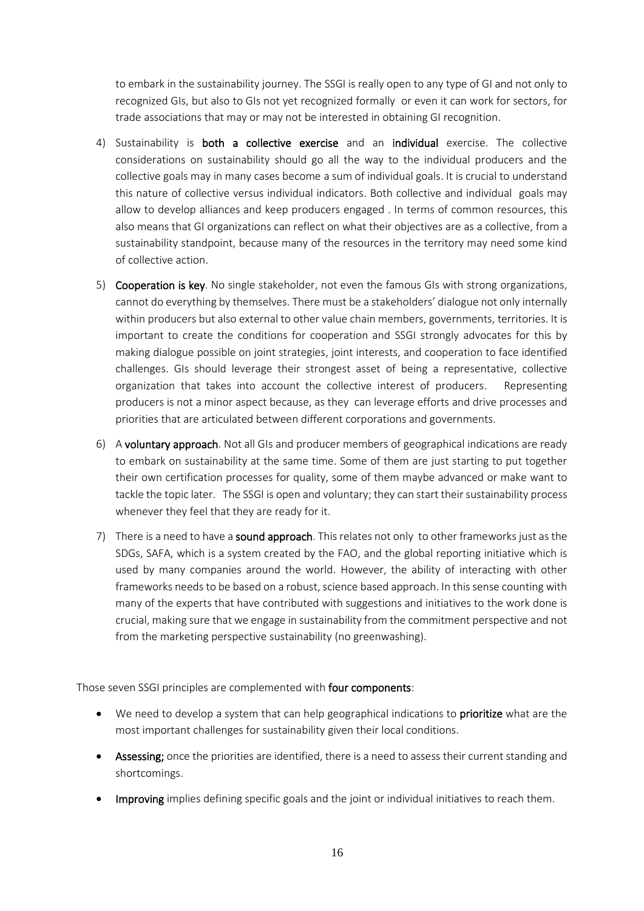to embark in the sustainability journey. The SSGI is really open to any type of GI and not only to recognized GIs, but also to GIs not yet recognized formally or even it can work for sectors, for trade associations that may or may not be interested in obtaining GI recognition.

4) Sustainability is **both a collective exercise** and an **individual** exercise. The collective considerations on sustainability should go all the way to the individual producers and the collective goals may in many cases become a sum of individual goals. It is crucial to understand this nature of collective versus individual indicators. Both collective and individual goals may allow to develop alliances and keep producers engaged . In terms of common resources, this also means that GI organizations can reflect on what their objectives are as a collective, from a sustainability standpoint, because many of the resources in the territory may need some kind of collective action.

5) **Cooperation is key**. No single stakeholder, not even the famous GIs with strong organizations, cannot do everything by themselves. There must be a stakeholders' dialogue not only internally within producers but also external to other value chain members, governments, territories. It is important to create the conditions for cooperation and SSGI strongly advocates for this by making dialogue possible on joint strategies, joint interests, and cooperation to face identified challenges. GIs should leverage their strongest asset of being a representative, collective organization that takes into account the collective interest of producers. Representing producers is not a minor aspect because, as they can leverage efforts and drive processes and priorities that are articulated between different corporations and governments.

6) A **voluntary approach**. Not all GIs and producer members of geographical indications are ready to embark on sustainability at the same time. Some of them are just starting to put together their own certification processes for quality, some of them maybe advanced or make want to tackle the topic later. The SSGI is open and voluntary; they can start their sustainability process whenever they feel that they are ready for it.

7) There is a need to have a **sound approach**. This relates not only to other frameworks just as the SDGs, SAFA, which is a system created by the FAO, and the global reporting initiative which is used by many companies around the world. However, the ability of interacting with other frameworks needs to be based on a robust, science based approach. In this sense counting with many of the experts that have contributed with suggestions and initiatives to the work done is crucial, making sure that we engage in sustainability from the commitment perspective and not from the marketing perspective sustainability (no greenwashing).

Those seven SSGI principles are complemented with **four components**:

- We need to develop a system that can help geographical indications to **prioritize** what are the most important challenges for sustainability given their local conditions.
- **Assessing;** once the priorities are identified, there is a need to assess their current standing and shortcomings.
- **Improving** implies defining specific goals and the joint or individual initiatives to reach them.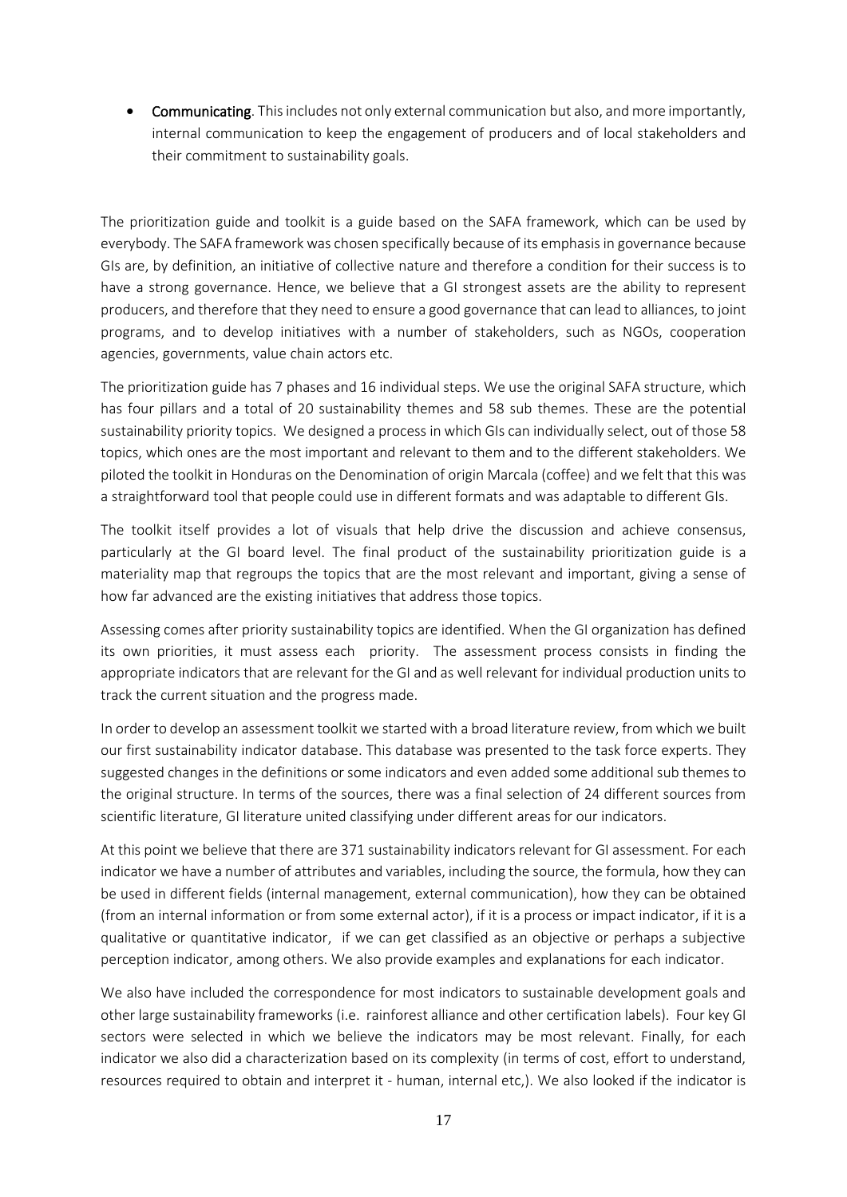- **Communicating**. This includes not only external communication but also, and more importantly, internal communication to keep the engagement of producers and of local stakeholders and their commitment to sustainability goals.

The prioritization guide and toolkit is a guide based on the SAFA framework, which can be used by everybody. The SAFA framework was chosen specifically because of its emphasis in governance because GIs are, by definition, an initiative of collective nature and therefore a condition for their success is to have a strong governance. Hence, we believe that a GI strongest assets are the ability to represent producers, and therefore that they need to ensure a good governance that can lead to alliances, to joint programs, and to develop initiatives with a number of stakeholders, such as NGOs, cooperation agencies, governments, value chain actors etc.

The prioritization guide has 7 phases and 16 individual steps. We use the original SAFA structure, which has four pillars and a total of 20 sustainability themes and 58 sub themes. These are the potential sustainability priority topics. We designed a process in which GIs can individually select, out of those 58 topics, which ones are the most important and relevant to them and to the different stakeholders. We piloted the toolkit in Honduras on the Denomination of origin Marcala (coffee) and we felt that this was a straightforward tool that people could use in different formats and was adaptable to different GIs.

The toolkit itself provides a lot of visuals that help drive the discussion and achieve consensus, particularly at the GI board level. The final product of the sustainability prioritization guide is a materiality map that regroups the topics that are the most relevant and important, giving a sense of how far advanced are the existing initiatives that address those topics.

Assessing comes after priority sustainability topics are identified. When the GI organization has defined its own priorities, it must assess each priority. The assessment process consists in finding the appropriate indicators that are relevant for the GI and as well relevant for individual production units to track the current situation and the progress made.

In order to develop an assessment toolkit we started with a broad literature review, from which we built our first sustainability indicator database. This database was presented to the task force experts. They suggested changes in the definitions or some indicators and even added some additional sub themes to the original structure. In terms of the sources, there was a final selection of 24 different sources from scientific literature, GI literature united classifying under different areas for our indicators.

At this point we believe that there are 371 sustainability indicators relevant for GI assessment. For each indicator we have a number of attributes and variables, including the source, the formula, how they can be used in different fields (internal management, external communication), how they can be obtained (from an internal information or from some external actor), if it is a process or impact indicator, if it is a qualitative or quantitative indicator, if we can get classified as an objective or perhaps a subjective perception indicator, among others. We also provide examples and explanations for each indicator.

We also have included the correspondence for most indicators to sustainable development goals and other large sustainability frameworks (i.e. rainforest alliance and other certification labels). Four key GI sectors were selected in which we believe the indicators may be most relevant. Finally, for each indicator we also did a characterization based on its complexity (in terms of cost, effort to understand, resources required to obtain and interpret it - human, internal etc,). We also looked if the indicator is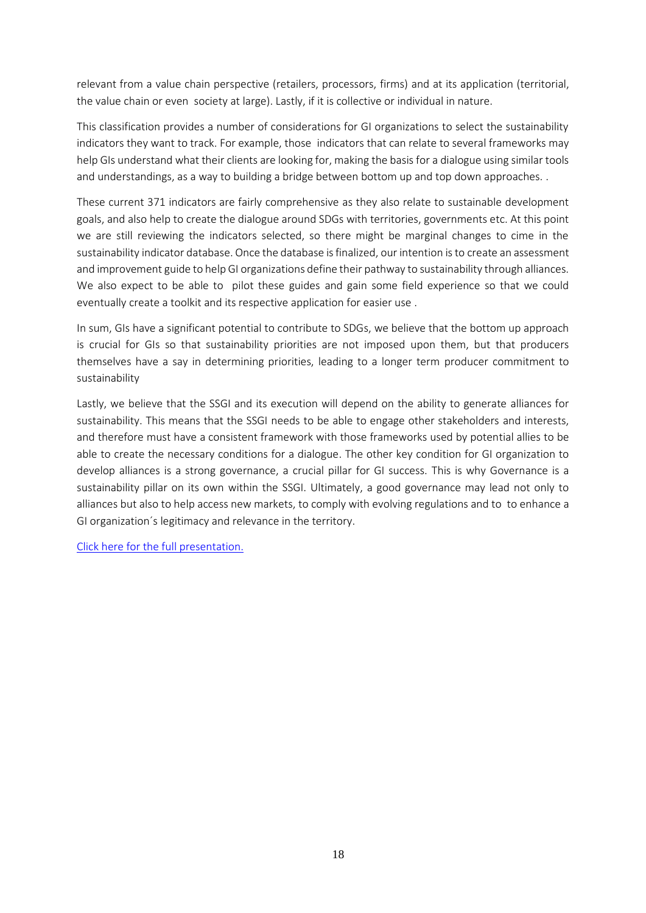relevant from a value chain perspective (retailers, processors, firms) and at its application (territorial, the value chain or even society at large). Lastly, if it is collective or individual in nature.

This classification provides a number of considerations for GI organizations to select the sustainability indicators they want to track. For example, those indicators that can relate to several frameworks may help GIs understand what their clients are looking for, making the basis for a dialogue using similar tools and understandings, as a way to building a bridge between bottom up and top down approaches. .

These current 371 indicators are fairly comprehensive as they also relate to sustainable development goals, and also help to create the dialogue around SDGs with territories, governments etc. At this point we are still reviewing the indicators selected, so there might be marginal changes to cime in the sustainability indicator database. Once the database is finalized, our intention is to create an assessment and improvement guide to help GI organizations define their pathway to sustainability through alliances. We also expect to be able to pilot these guides and gain some field experience so that we could eventually create a toolkit and its respective application for easier use .

In sum, GIs have a significant potential to contribute to SDGs, we believe that the bottom up approach is crucial for GIs so that sustainability priorities are not imposed upon them, but that producers themselves have a say in determining priorities, leading to a longer term producer commitment to sustainability

Lastly, we believe that the SSGI and its execution will depend on the ability to generate alliances for sustainability. This means that the SSGI needs to be able to engage other stakeholders and interests, and therefore must have a consistent framework with those frameworks used by potential allies to be able to create the necessary conditions for a dialogue. The other key condition for GI organization to develop alliances is a strong governance, a crucial pillar for GI success. This is why Governance is a sustainability pillar on its own within the SSGI. Ultimately, a good governance may lead not only to alliances but also to help access new markets, to comply with evolving regulations and to to enhance a GI organization´s legitimacy and relevance in the territory.

Click here for the full presentation.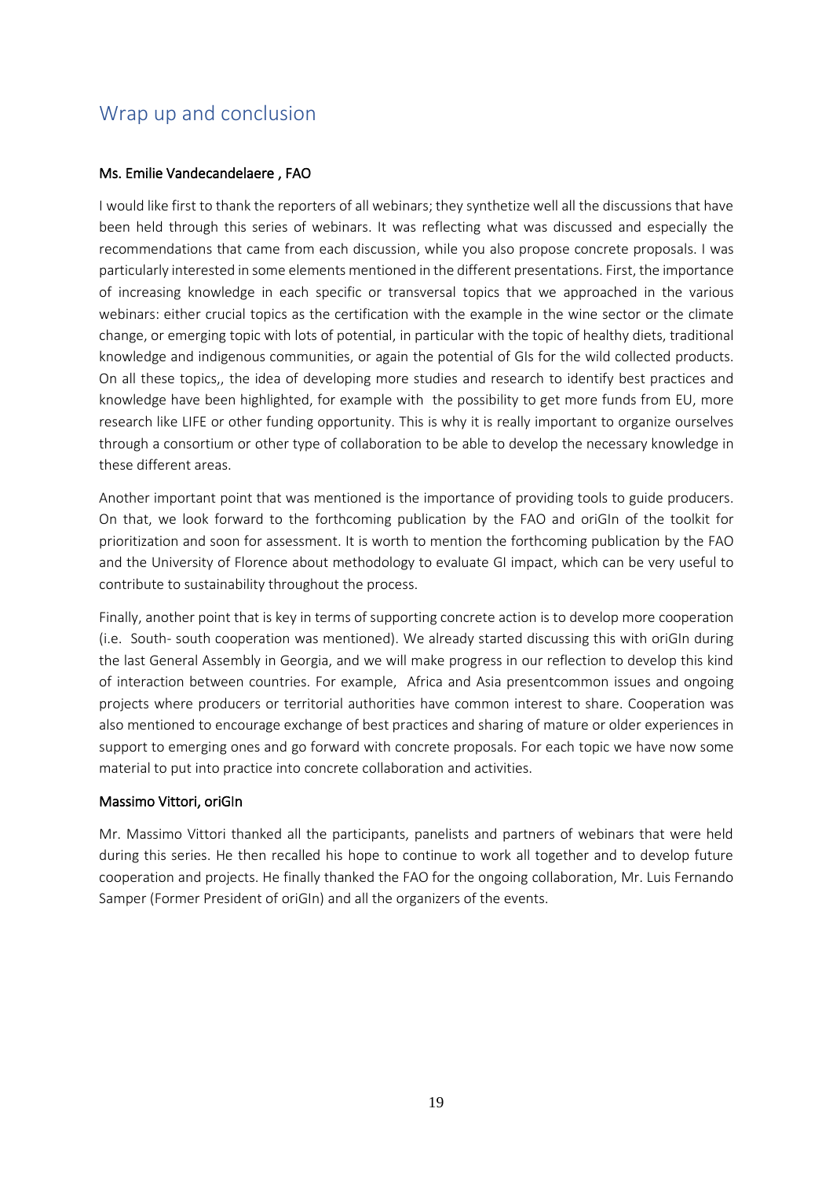## Wrap up and conclusion

### Ms. Emilie Vandecandelaere , FAO

I would like first to thank the reporters of all webinars; they synthetize well all the discussions that have been held through this series of webinars. It was reflecting what was discussed and especially the recommendations that came from each discussion, while you also propose concrete proposals. I was particularly interested in some elements mentioned in the different presentations. First, the importance of increasing knowledge in each specific or transversal topics that we approached in the various webinars: either crucial topics as the certification with the example in the wine sector or the climate change, or emerging topic with lots of potential, in particular with the topic of healthy diets, traditional knowledge and indigenous communities, or again the potential of GIs for the wild collected products. On all these topics,, the idea of developing more studies and research to identify best practices and knowledge have been highlighted, for example with the possibility to get more funds from EU, more research like LIFE or other funding opportunity. This is why it is really important to organize ourselves through a consortium or other type of collaboration to be able to develop the necessary knowledge in these different areas.

Another important point that was mentioned is the importance of providing tools to guide producers. On that, we look forward to the forthcoming publication by the FAO and oriGIn of the toolkit for prioritization and soon for assessment. It is worth to mention the forthcoming publication by the FAO and the University of Florence about methodology to evaluate GI impact, which can be very useful to contribute to sustainability throughout the process.

Finally, another point that is key in terms of supporting concrete action is to develop more cooperation (i.e. South- south cooperation was mentioned). We already started discussing this with oriGIn during the last General Assembly in Georgia, and we will make progress in our reflection to develop this kind of interaction between countries. For example, Africa and Asia presentcommon issues and ongoing projects where producers or territorial authorities have common interest to share. Cooperation was also mentioned to encourage exchange of best practices and sharing of mature or older experiences in support to emerging ones and go forward with concrete proposals. For each topic we have now some material to put into practice into concrete collaboration and activities.

### Massimo Vittori, oriGIn

Mr. Massimo Vittori thanked all the participants, panelists and partners of webinars that were held during this series. He then recalled his hope to continue to work all together and to develop future cooperation and projects. He finally thanked the FAO for the ongoing collaboration, Mr. Luis Fernando Samper (Former President of oriGIn) and all the organizers of the events.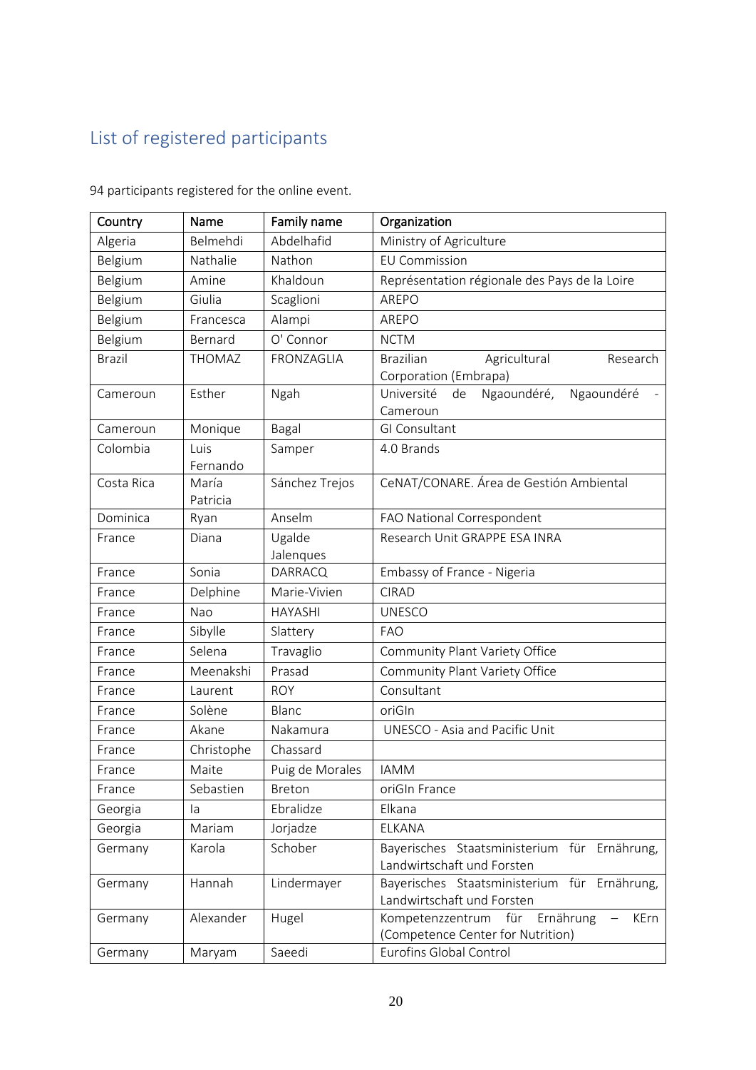## List of registered participants

94 participants registered for the online event.

| Country | Name | Family name | Organization |
|---|---|---|---|
| Algeria | Belmehdi | Abdelhafid | Ministry of Agriculture |
| Belgium | Nathalie | Nathon | EU Commission |
| Belgium | Amine | Khaldoun | Représentation régionale des Pays de la Loire |
| Belgium | Giulia | Scaglioni | AREPO |
| Belgium | Francesca | Alampi | AREPO |
| Belgium | Bernard | O' Connor | NCTM |
| Brazil | THOMAZ | FRONZAGLIA | Brazilian Agricultural Research Corporation (Embrapa) |
| Cameroun | Esther | Ngah | Université de Ngaoundéré, Ngaoundéré - Cameroun |
| Cameroun | Monique | Bagal | GI Consultant |
| Colombia | Luis Fernando | Samper | 4.0 Brands |
| Costa Rica | María Patricia | Sánchez Trejos | CeNAT/CONARE. Área de Gestión Ambiental |
| Dominica | Ryan | Anselm | FAO National Correspondent |
| France | Diana | Ugalde Jalenques | Research Unit GRAPPE ESA INRA |
| France | Sonia | DARRACQ | Embassy of France - Nigeria |
| France | Delphine | Marie-Vivien | CIRAD |
| France | Nao | HAYASHI | UNESCO |
| France | Sibylle | Slattery | FAO |
| France | Selena | Travaglio | Community Plant Variety Office |
| France | Meenakshi | Prasad | Community Plant Variety Office |
| France | Laurent | ROY | Consultant |
| France | Solène | Blanc | oriGIn |
| France | Akane | Nakamura | UNESCO - Asia and Pacific Unit |
| France | Christophe | Chassard | |
| France | Maite | Puig de Morales | IAMM |
| France | Sebastien | Breton | oriGIn France |
| Georgia | Ia | Ebralidze | Elkana |
| Georgia | Mariam | Jorjadze | ELKANA |
| Germany | Karola | Schober | Bayerisches Staatsministerium für Ernährung, Landwirtschaft und Forsten |
| Germany | Hannah | Lindermayer | Bayerisches Staatsministerium für Ernährung, Landwirtschaft und Forsten |
| Germany | Alexander | Hugel | Kompetenzzentrum für Ernährung – KErn (Competence Center for Nutrition) |
| Germany | Maryam | Saeedi | Eurofins Global Control |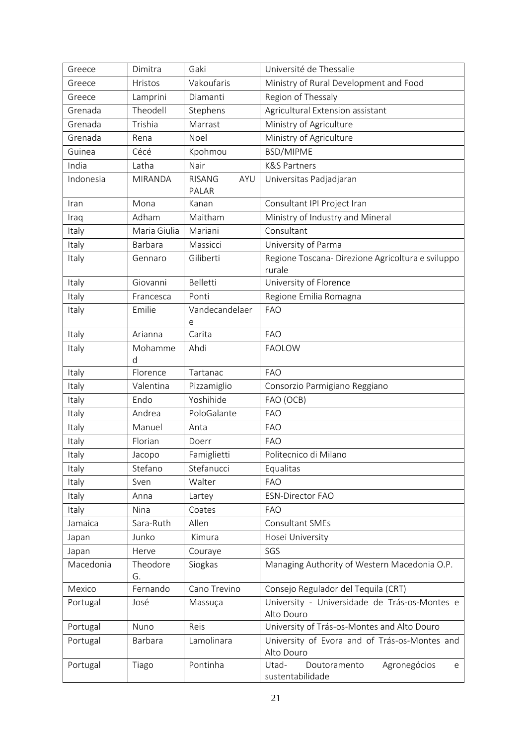| | | | |
|---|---|---|---|
| Greece | Dimitra | Gaki | Université de Thessalie |
| Greece | Hristos | Vakoufaris | Ministry of Rural Development and Food |
| Greece | Lamprini | Diamanti | Region of Thessaly |
| Grenada | Theodell | Stephens | Agricultural Extension assistant |
| Grenada | Trishia | Marrast | Ministry of Agriculture |
| Grenada | Rena | Noel | Ministry of Agriculture |
| Guinea | Cécé | Kpohmou | BSD/MIPME |
| India | Latha | Nair | K&S Partners |
| Indonesia | MIRANDA | RISANG AYU PALAR | Universitas Padjadjaran |
| Iran | Mona | Kanan | Consultant IPI Project Iran |
| Iraq | Adham | Maitham | Ministry of Industry and Mineral |
| Italy | Maria Giulia | Mariani | Consultant |
| Italy | Barbara | Massicci | University of Parma |
| Italy | Gennaro | Giliberti | Regione Toscana- Direzione Agricoltura e sviluppo rurale |
| Italy | Giovanni | Belletti | University of Florence |
| Italy | Francesca | Ponti | Regione Emilia Romagna |
| Italy | Emilie | Vandecandelaere | FAO |
| Italy | Arianna | Carita | FAO |
| Italy | Mohammed | Ahdi | FAOLOW |
| Italy | Florence | Tartanac | FAO |
| Italy | Valentina | Pizzamiglio | Consorzio Parmigiano Reggiano |
| Italy | Endo | Yoshihide | FAO (OCB) |
| Italy | Andrea | PoloGalante | FAO |
| Italy | Manuel | Anta | FAO |
| Italy | Florian | Doerr | FAO |
| Italy | Jacopo | Famiglietti | Politecnico di Milano |
| Italy | Stefano | Stefanucci | Equalitas |
| Italy | Sven | Walter | FAO |
| Italy | Anna | Lartey | ESN-Director FAO |
| Italy | Nina | Coates | FAO |
| Jamaica | Sara-Ruth | Allen | Consultant SMEs |
| Japan | Junko | Kimura | Hosei University |
| Japan | Herve | Couraye | SGS |
| Macedonia | Theodore G. | Siogkas | Managing Authority of Western Macedonia O.P. |
| Mexico | Fernando | Cano Trevino | Consejo Regulador del Tequila (CRT) |
| Portugal | José | Massuça | University - Universidade de Trás-os-Montes e Alto Douro |
| Portugal | Nuno | Reis | University of Trás-os-Montes and Alto Douro |
| Portugal | Barbara | Lamolinara | University of Evora and of Trás-os-Montes and Alto Douro |
| Portugal | Tiago | Pontinha | Utad- Doutoramento Agronegócios e sustentabilidade |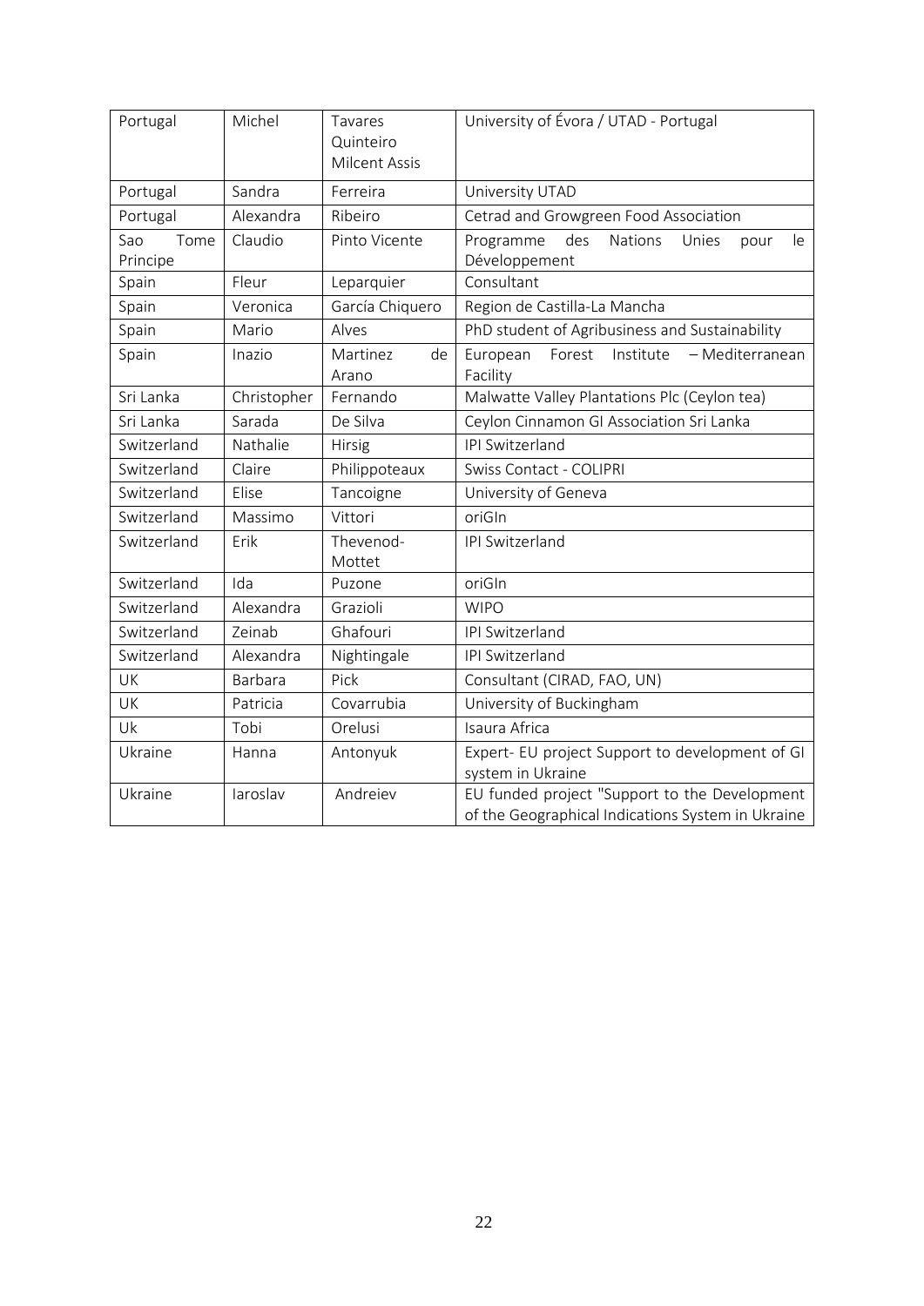| | | | |
|---|---|---|---|
| Portugal | Michel | Tavares Quinteiro Milcent Assis | University of Évora / UTAD - Portugal |
| Portugal | Sandra | Ferreira | University UTAD |
| Portugal | Alexandra | Ribeiro | Cetrad and Growgreen Food Association |
| Sao Tome Principe | Claudio | Pinto Vicente | Programme des Nations Unies pour le Développement |
| Spain | Fleur | Leparquier | Consultant |
| Spain | Veronica | García Chiquero | Region de Castilla-La Mancha |
| Spain | Mario | Alves | PhD student of Agribusiness and Sustainability |
| Spain | Inazio | Martinez de Arano | European Forest Institute – Mediterranean Facility |
| Sri Lanka | Christopher | Fernando | Malwatte Valley Plantations Plc (Ceylon tea) |
| Sri Lanka | Sarada | De Silva | Ceylon Cinnamon GI Association Sri Lanka |
| Switzerland | Nathalie | Hirsig | IPI Switzerland |
| Switzerland | Claire | Philippoteaux | Swiss Contact - COLIPRI |
| Switzerland | Elise | Tancoigne | University of Geneva |
| Switzerland | Massimo | Vittori | oriGIn |
| Switzerland | Erik | Thevenod-Mottet | IPI Switzerland |
| Switzerland | Ida | Puzone | oriGIn |
| Switzerland | Alexandra | Grazioli | WIPO |
| Switzerland | Zeinab | Ghafouri | IPI Switzerland |
| Switzerland | Alexandra | Nightingale | IPI Switzerland |
| UK | Barbara | Pick | Consultant (CIRAD, FAO, UN) |
| UK | Patricia | Covarrubia | University of Buckingham |
| Uk | Tobi | Orelusi | Isaura Africa |
| Ukraine | Hanna | Antonyuk | Expert- EU project Support to development of GI system in Ukraine |
| Ukraine | Iaroslav | Andreiev | EU funded project "Support to the Development of the Geographical Indications System in Ukraine |